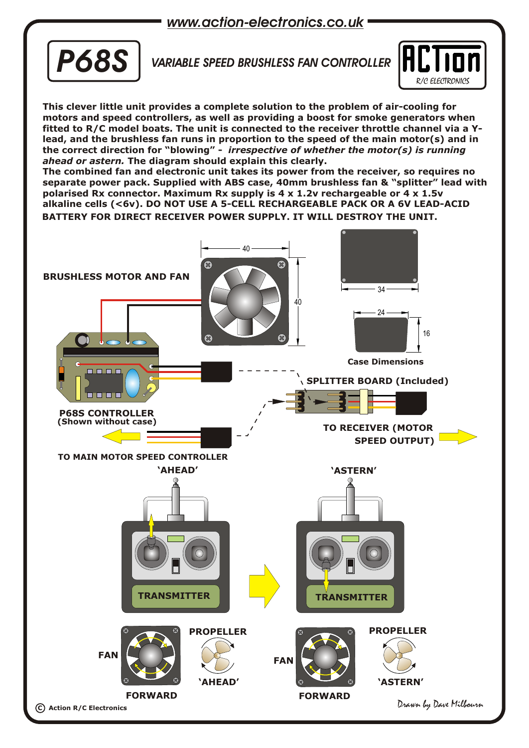www.action-electronics.co.uk

# P68S

## VARIABLE SPEED BRUSHLESS FAN CONTROLLER

ACTion R/C ELECTRONICS

**This clever little unit provides a complete solution to the problem of air-cooling for motors and speed controllers, as well as providing a boost for smoke generators when fitted to R/C model boats. The unit is connected to the receiver throttle channel via a Y-lead, and the brushless fan runs in proportion to the speed of the main motor(s) and in the correct direction for "blowing" -** ***irrespective of whether the motor(s) is running ahead or astern.*** **The diagram should explain this clearly.**

**The combined fan and electronic unit takes its power from the receiver, so requires no separate power pack. Supplied with ABS case, 40mm brushless fan & "splitter" lead with polarised Rx connector. Maximum Rx supply is 4 x 1.2v rechargeable or 4 x 1.5v alkaline cells (<6v). DO NOT USE A 5-CELL RECHARGEABLE PACK OR A 6V LEAD-ACID BATTERY FOR DIRECT RECEIVER POWER SUPPLY. IT WILL DESTROY THE UNIT.**

**BRUSHLESS MOTOR AND FAN** (40 × 40)

**Case Dimensions** (34; 24 × 16)

**SPLITTER BOARD (Included)**

**P68S CONTROLLER**
**(Shown without case)**

**TO RECEIVER (MOTOR SPEED OUTPUT)**

**TO MAIN MOTOR SPEED CONTROLLER**

**'AHEAD'** — TRANSMITTER — FAN — PROPELLER 'AHEAD' — FORWARD

**'ASTERN'** — TRANSMITTER — FAN — PROPELLER 'ASTERN' — FORWARD

© Action R/C Electronics

Drawn by Dave Milbourn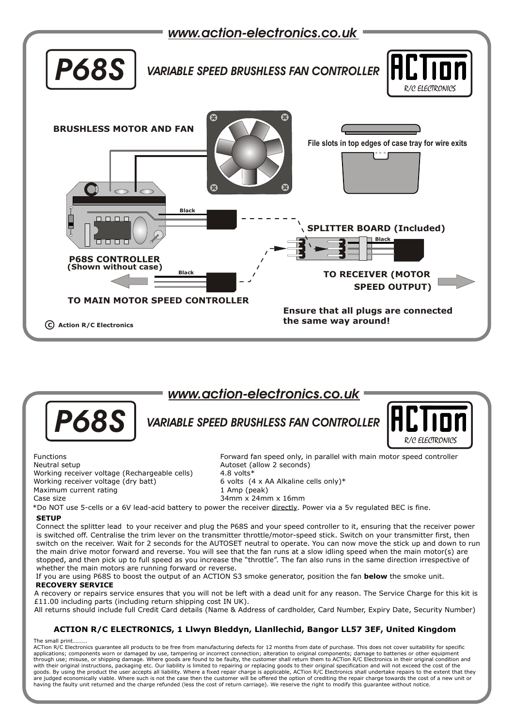www.action-electronics.co.uk

# P68S

## VARIABLE SPEED BRUSHLESS FAN CONTROLLER

ACTion R/C ELECTRONICS

BRUSHLESS MOTOR AND FAN

File slots in top edges of case tray for wire exits

Black

SPLITTER BOARD (Included)

Black

P68S CONTROLLER
(Shown without case)

Black

TO RECEIVER (MOTOR SPEED OUTPUT)

TO MAIN MOTOR SPEED CONTROLLER

Ensure that all plugs are connected the same way around!

© Action R/C Electronics

www.action-electronics.co.uk

# P68S

## VARIABLE SPEED BRUSHLESS FAN CONTROLLER

ACTion R/C ELECTRONICS

| | |
|---|---|
| Functions | Forward fan speed only, in parallel with main motor speed controller |
| Neutral setup | Autoset (allow 2 seconds) |
| Working receiver voltage (Rechargeable cells) | 4.8 volts* |
| Working receiver voltage (dry batt) | 6 volts (4 x AA Alkaline cells only)* |
| Maximum current rating | 1 Amp (peak) |
| Case size | 34mm x 24mm x 16mm |

*Do NOT use 5-cells or a 6V lead-acid battery to power the receiver directly. Power via a 5v regulated BEC is fine.

**SETUP**

Connect the splitter lead to your receiver and plug the P68S and your speed controller to it, ensuring that the receiver power is switched off. Centralise the trim lever on the transmitter throttle/motor-speed stick. Switch on your transmitter first, then switch on the receiver. Wait for 2 seconds for the AUTOSET neutral to operate. You can now move the stick up and down to run the main drive motor forward and reverse. You will see that the fan runs at a slow idling speed when the main motor(s) are stopped, and then pick up to full speed as you increase the "throttle". The fan also runs in the same direction irrespective of whether the main motors are running forward or reverse.

If you are using P68S to boost the output of an ACTION S3 smoke generator, position the fan **below** the smoke unit.

**RECOVERY SERVICE**

A recovery or repairs service ensures that you will not be left with a dead unit for any reason. The Service Charge for this kit is £11.00 including parts (including return shipping cost IN UK).

All returns should include full Credit Card details (Name & Address of cardholder, Card Number, Expiry Date, Security Number)

**ACTION R/C ELECTRONICS, 1 Llwyn Bleddyn, Llanllechid, Bangor LL57 3EF, United Kingdom**

The small print.........

ACTion R/C Electronics guarantee all products to be free from manufacturing defects for 12 months from date of purchase. This does not cover suitability for specific applications; components worn or damaged by use, tampering or incorrect connection; alteration to original components; damage to batteries or other equipment through use; misuse, or shipping damage. Where goods are found to be faulty, the customer shall return them to ACTion R/C Electronics in their original condition and with their original instructions, packaging etc. Our liability is limited to repairing or replacing goods to their original specification and will not exceed the cost of the goods. By using the product the user accepts all liability. Where a fixed repair charge is applicable, ACTion R/C Electronics shall undertake repairs to the extent that they are judged economically viable. Where such is not the case then the customer will be offered the option of crediting the repair charge towards the cost of a new unit or having the faulty unit returned and the charge refunded (less the cost of return carriage). We reserve the right to modify this guarantee without notice.